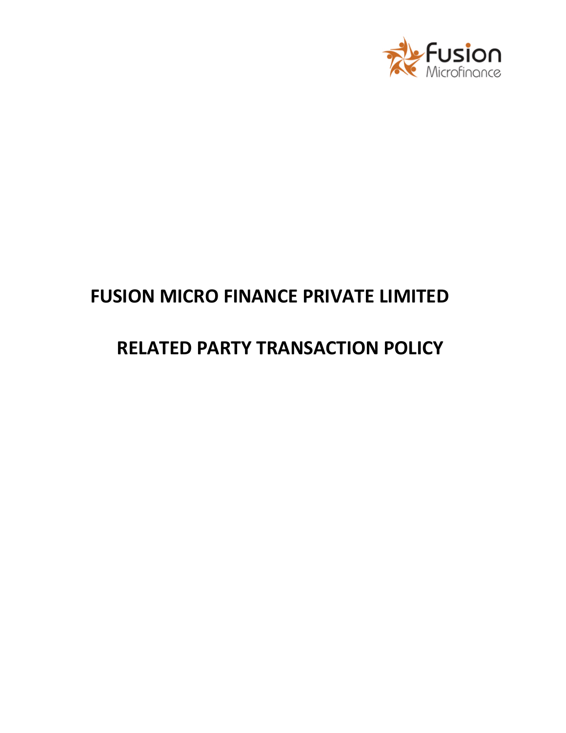# FUSION MICRO FINANCE PRIVATE LIMITED

# RELATED PARTY TRANSACTION POLICY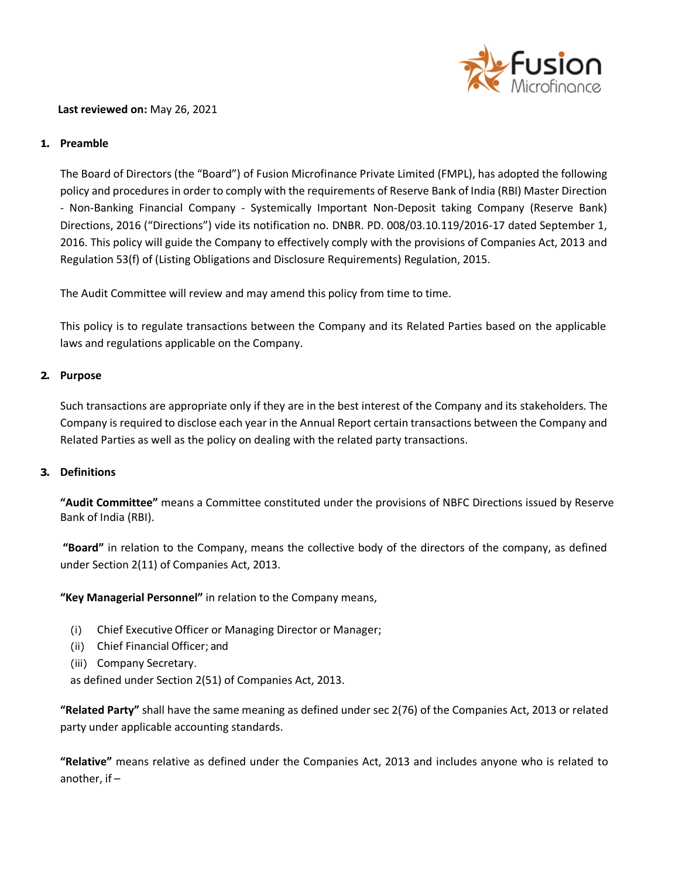**Last reviewed on:** May 26, 2021

## 1. Preamble

The Board of Directors (the "Board") of Fusion Microfinance Private Limited (FMPL), has adopted the following policy and procedures in order to comply with the requirements of Reserve Bank of India (RBI) Master Direction - Non-Banking Financial Company - Systemically Important Non-Deposit taking Company (Reserve Bank) Directions, 2016 ("Directions") vide its notification no. DNBR. PD. 008/03.10.119/2016-17 dated September 1, 2016. This policy will guide the Company to effectively comply with the provisions of Companies Act, 2013 and Regulation 53(f) of (Listing Obligations and Disclosure Requirements) Regulation, 2015.

The Audit Committee will review and may amend this policy from time to time.

This policy is to regulate transactions between the Company and its Related Parties based on the applicable laws and regulations applicable on the Company.

## 2. Purpose

Such transactions are appropriate only if they are in the best interest of the Company and its stakeholders. The Company is required to disclose each year in the Annual Report certain transactions between the Company and Related Parties as well as the policy on dealing with the related party transactions.

## 3. Definitions

**"Audit Committee"** means a Committee constituted under the provisions of NBFC Directions issued by Reserve Bank of India (RBI).

**"Board"** in relation to the Company, means the collective body of the directors of the company, as defined under Section 2(11) of Companies Act, 2013.

**"Key Managerial Personnel"** in relation to the Company means,

(i) Chief Executive Officer or Managing Director or Manager;
(ii) Chief Financial Officer; and
(iii) Company Secretary.

as defined under Section 2(51) of Companies Act, 2013.

**"Related Party"** shall have the same meaning as defined under sec 2(76) of the Companies Act, 2013 or related party under applicable accounting standards.

**"Relative"** means relative as defined under the Companies Act, 2013 and includes anyone who is related to another, if –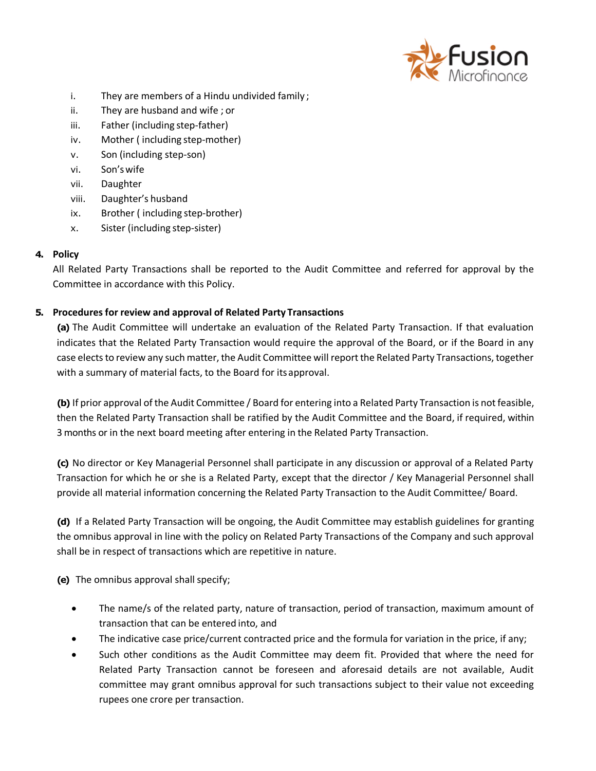- i. They are members of a Hindu undivided family ;
- ii. They are husband and wife ; or
- iii. Father (including step-father)
- iv. Mother ( including step-mother)
- v. Son (including step-son)
- vi. Son's wife
- vii. Daughter
- viii. Daughter's husband
- ix. Brother ( including step-brother)
- x. Sister (including step-sister)

## 4. Policy

All Related Party Transactions shall be reported to the Audit Committee and referred for approval by the Committee in accordance with this Policy.

## 5. Procedures for review and approval of Related Party Transactions

**(a)** The Audit Committee will undertake an evaluation of the Related Party Transaction. If that evaluation indicates that the Related Party Transaction would require the approval of the Board, or if the Board in any case elects to review any such matter, the Audit Committee will report the Related Party Transactions, together with a summary of material facts, to the Board for its approval.

**(b)** If prior approval of the Audit Committee / Board for entering into a Related Party Transaction is not feasible, then the Related Party Transaction shall be ratified by the Audit Committee and the Board, if required, within 3 months or in the next board meeting after entering in the Related Party Transaction.

**(c)** No director or Key Managerial Personnel shall participate in any discussion or approval of a Related Party Transaction for which he or she is a Related Party, except that the director / Key Managerial Personnel shall provide all material information concerning the Related Party Transaction to the Audit Committee/ Board.

**(d)** If a Related Party Transaction will be ongoing, the Audit Committee may establish guidelines for granting the omnibus approval in line with the policy on Related Party Transactions of the Company and such approval shall be in respect of transactions which are repetitive in nature.

**(e)** The omnibus approval shall specify;

- The name/s of the related party, nature of transaction, period of transaction, maximum amount of transaction that can be entered into, and
- The indicative case price/current contracted price and the formula for variation in the price, if any;
- Such other conditions as the Audit Committee may deem fit. Provided that where the need for Related Party Transaction cannot be foreseen and aforesaid details are not available, Audit committee may grant omnibus approval for such transactions subject to their value not exceeding rupees one crore per transaction.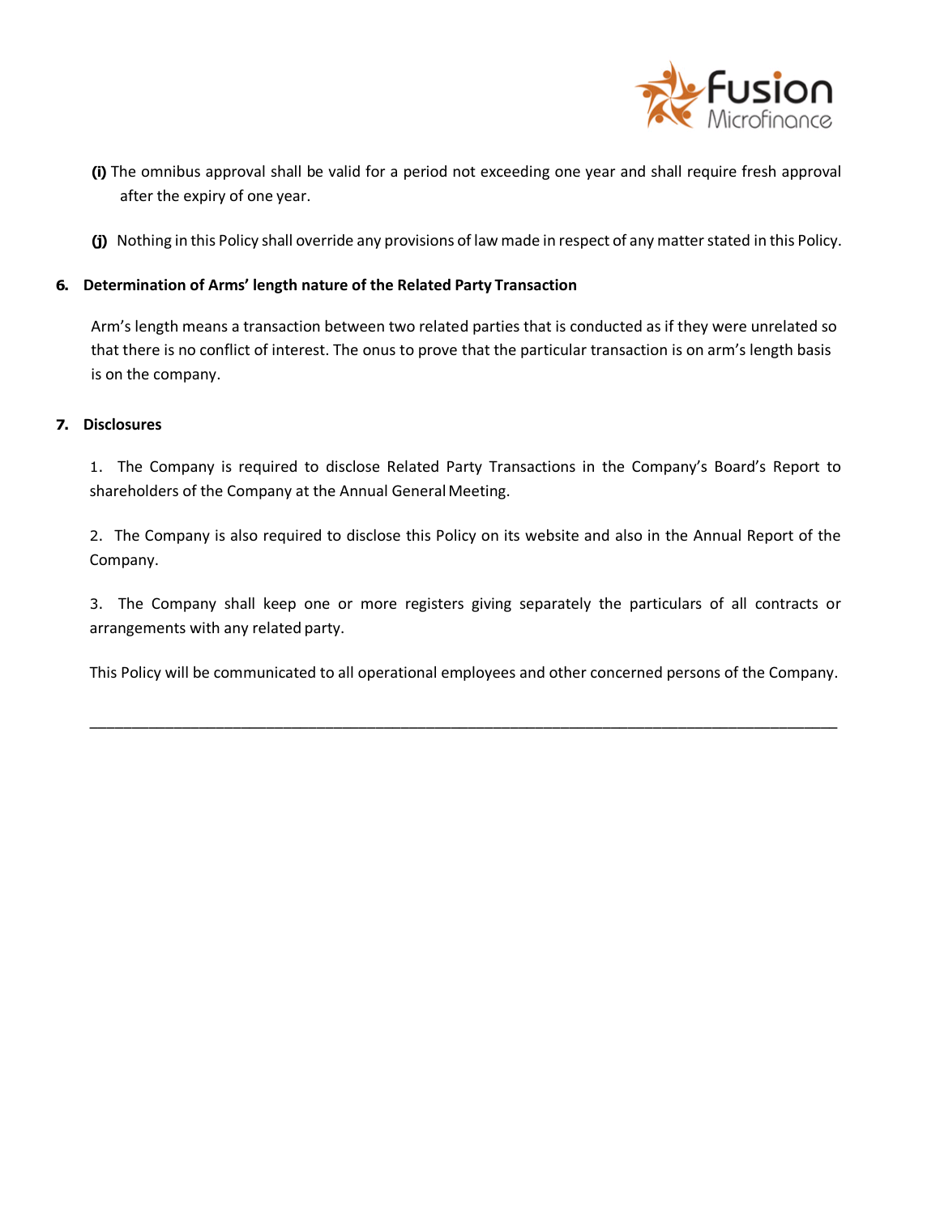**(i)** The omnibus approval shall be valid for a period not exceeding one year and shall require fresh approval after the expiry of one year.

**(j)** Nothing in this Policy shall override any provisions of law made in respect of any matter stated in this Policy.

## 6. Determination of Arms' length nature of the Related Party Transaction

Arm's length means a transaction between two related parties that is conducted as if they were unrelated so that there is no conflict of interest. The onus to prove that the particular transaction is on arm's length basis is on the company.

## 7. Disclosures

1. The Company is required to disclose Related Party Transactions in the Company's Board's Report to shareholders of the Company at the Annual General Meeting.

2. The Company is also required to disclose this Policy on its website and also in the Annual Report of the Company.

3. The Company shall keep one or more registers giving separately the particulars of all contracts or arrangements with any related party.

This Policy will be communicated to all operational employees and other concerned persons of the Company.

---